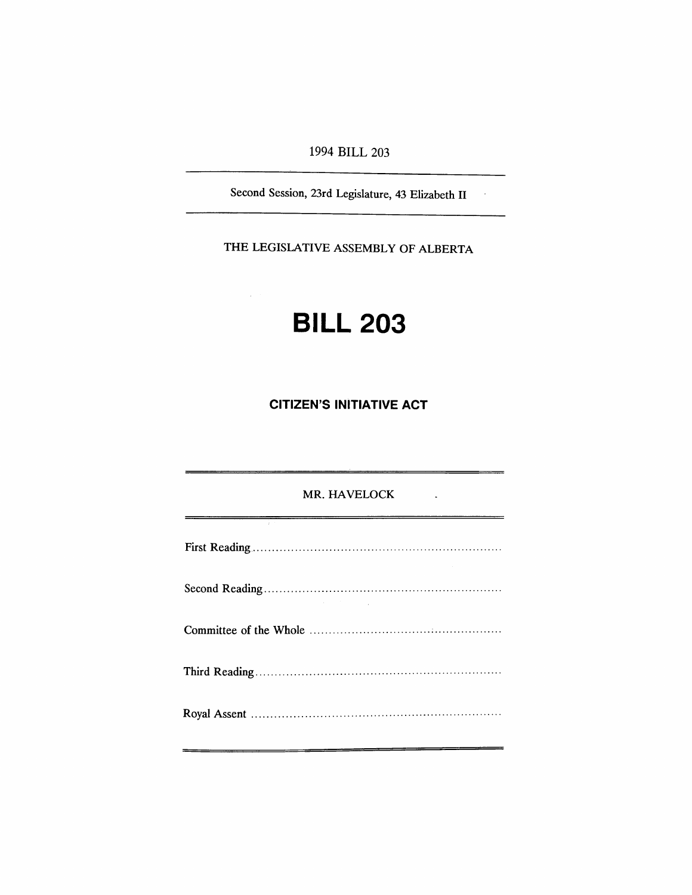1994 BILL 203

---

Second Session, 23rd Legislature, 43 Elizabeth II

---

THE LEGISLATIVE ASSEMBLY OF ALBERTA

# BILL 203

## CITIZEN'S INITIATIVE ACT

---

MR. HAVELOCK

---

First Reading ..................................................................

Second Reading ..................................................................

Committee of the Whole ..................................................................

Third Reading ..................................................................

Royal Assent ..................................................................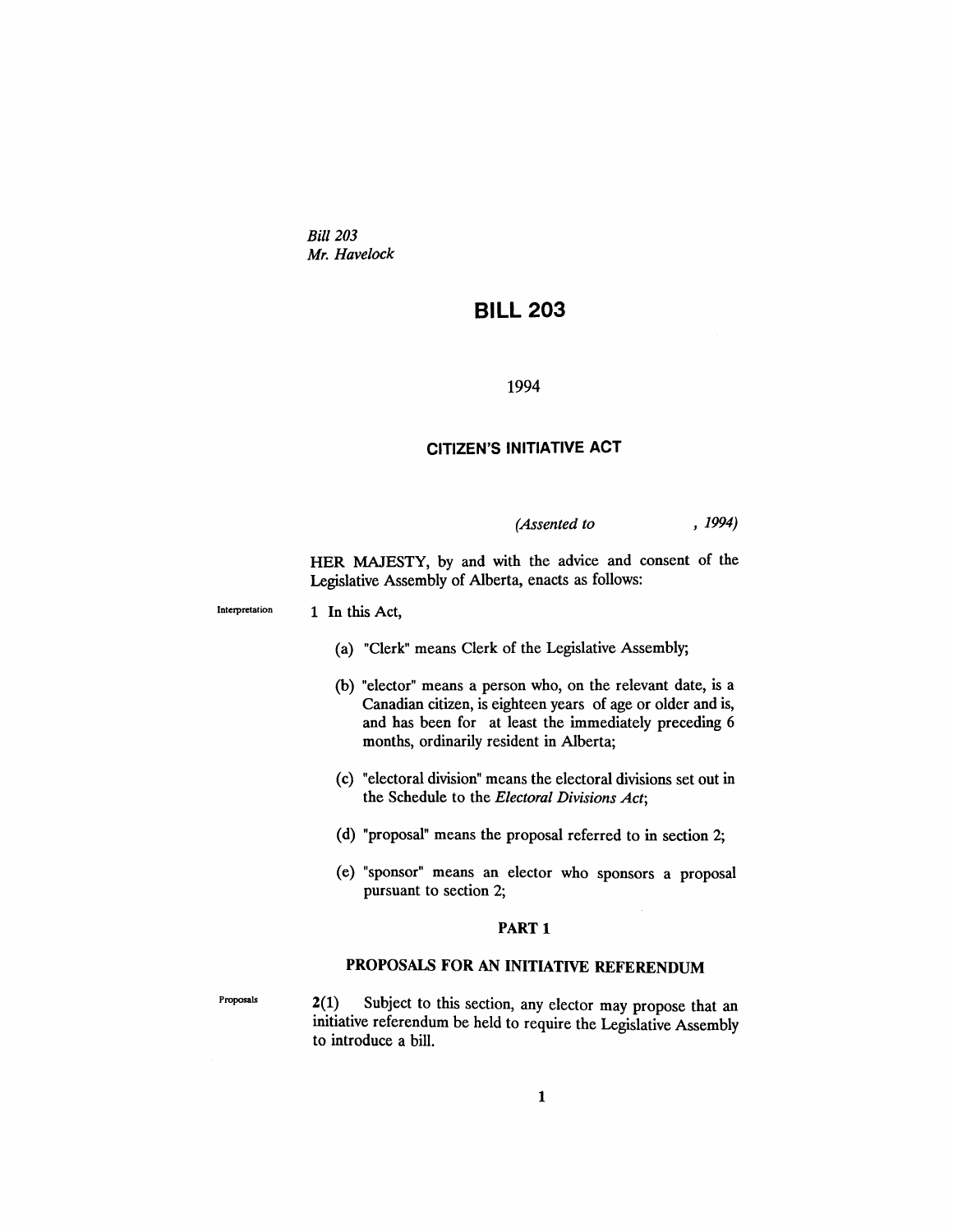*Bill 203*
*Mr. Havelock*

# BILL 203

1994

## CITIZEN'S INITIATIVE ACT

*(Assented to , 1994)*

HER MAJESTY, by and with the advice and consent of the Legislative Assembly of Alberta, enacts as follows:

Interpretation

1 In this Act,

(a) "Clerk" means Clerk of the Legislative Assembly;

(b) "elector" means a person who, on the relevant date, is a Canadian citizen, is eighteen years of age or older and is, and has been for at least the immediately preceding 6 months, ordinarily resident in Alberta;

(c) "electoral division" means the electoral divisions set out in the Schedule to the *Electoral Divisions Act*;

(d) "proposal" means the proposal referred to in section 2;

(e) "sponsor" means an elector who sponsors a proposal pursuant to section 2;

### PART 1

### PROPOSALS FOR AN INITIATIVE REFERENDUM

Proposals

**2**(1) Subject to this section, any elector may propose that an initiative referendum be held to require the Legislative Assembly to introduce a bill.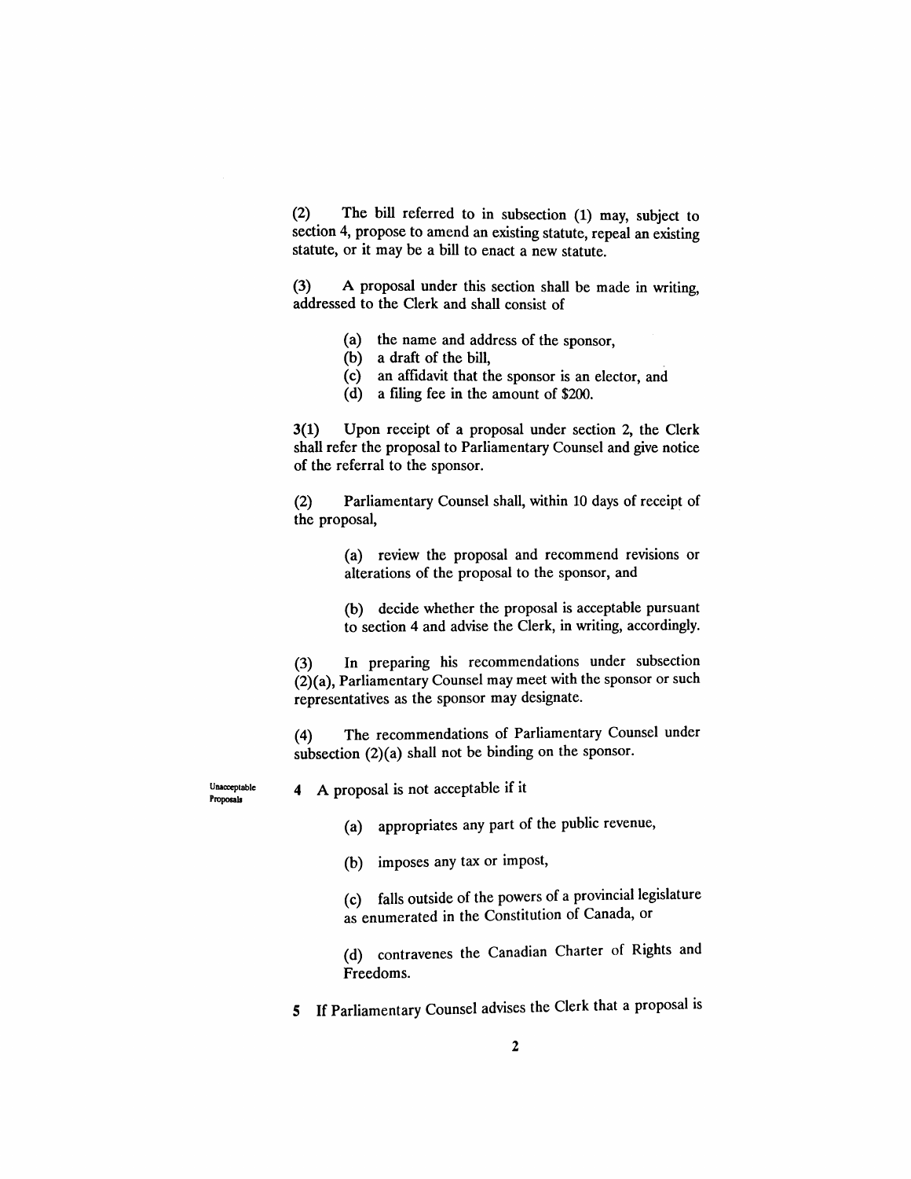(2) The bill referred to in subsection (1) may, subject to section 4, propose to amend an existing statute, repeal an existing statute, or it may be a bill to enact a new statute.

(3) A proposal under this section shall be made in writing, addressed to the Clerk and shall consist of

- (a) the name and address of the sponsor,
- (b) a draft of the bill,
- (c) an affidavit that the sponsor is an elector, and
- (d) a filing fee in the amount of $200.

3(1) Upon receipt of a proposal under section 2, the Clerk shall refer the proposal to Parliamentary Counsel and give notice of the referral to the sponsor.

(2) Parliamentary Counsel shall, within 10 days of receipt of the proposal,

(a) review the proposal and recommend revisions or alterations of the proposal to the sponsor, and

(b) decide whether the proposal is acceptable pursuant to section 4 and advise the Clerk, in writing, accordingly.

(3) In preparing his recommendations under subsection (2)(a), Parliamentary Counsel may meet with the sponsor or such representatives as the sponsor may designate.

(4) The recommendations of Parliamentary Counsel under subsection (2)(a) shall not be binding on the sponsor.

**Unacceptable Proposals**

4 A proposal is not acceptable if it

(a) appropriates any part of the public revenue,

(b) imposes any tax or impost,

(c) falls outside of the powers of a provincial legislature as enumerated in the Constitution of Canada, or

(d) contravenes the Canadian Charter of Rights and Freedoms.

5 If Parliamentary Counsel advises the Clerk that a proposal is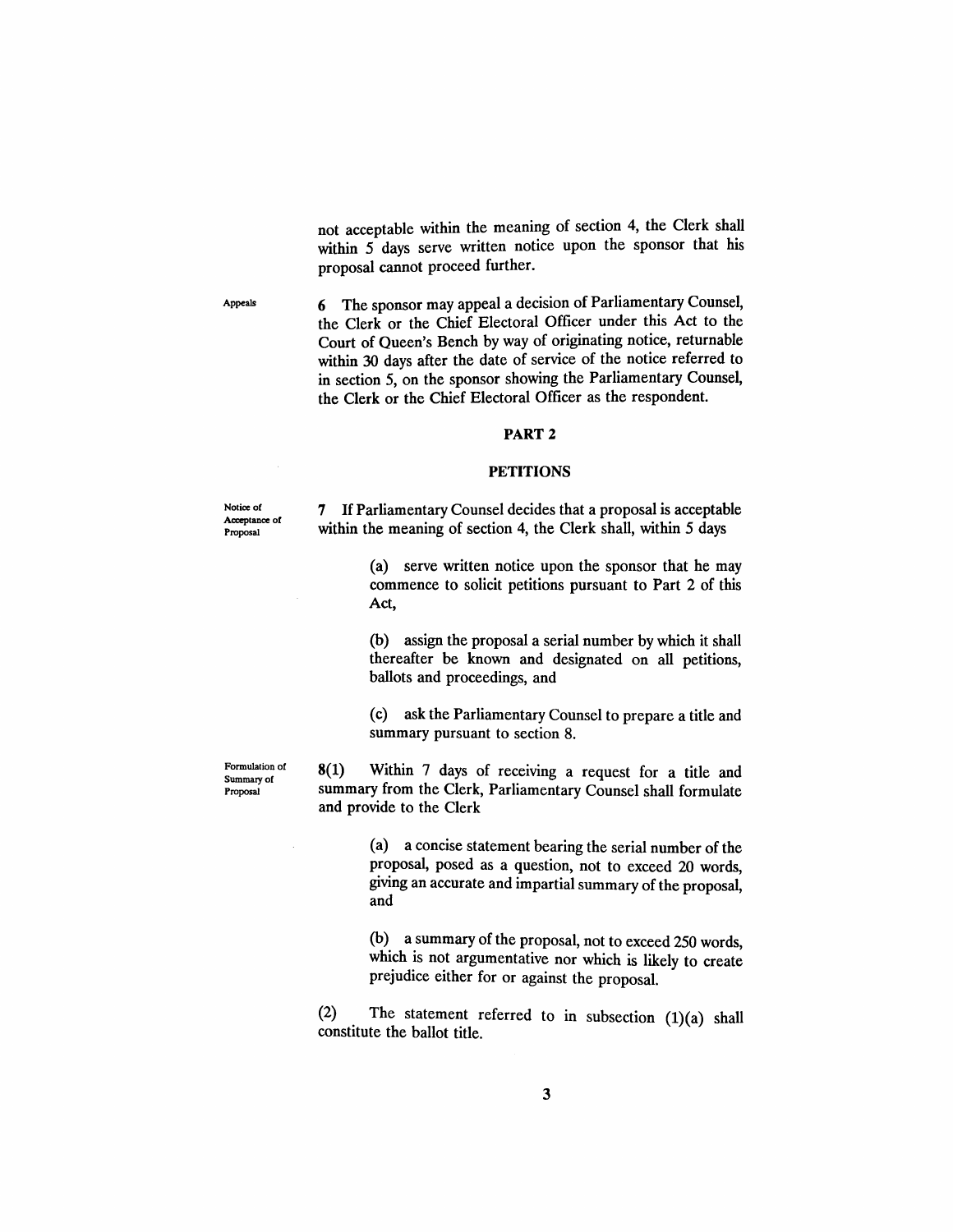not acceptable within the meaning of section 4, the Clerk shall within 5 days serve written notice upon the sponsor that his proposal cannot proceed further.

Appeals

6 The sponsor may appeal a decision of Parliamentary Counsel, the Clerk or the Chief Electoral Officer under this Act to the Court of Queen's Bench by way of originating notice, returnable within 30 days after the date of service of the notice referred to in section 5, on the sponsor showing the Parliamentary Counsel, the Clerk or the Chief Electoral Officer as the respondent.

## PART 2

## PETITIONS

Notice of Acceptance of Proposal

7 If Parliamentary Counsel decides that a proposal is acceptable within the meaning of section 4, the Clerk shall, within 5 days

(a) serve written notice upon the sponsor that he may commence to solicit petitions pursuant to Part 2 of this Act,

(b) assign the proposal a serial number by which it shall thereafter be known and designated on all petitions, ballots and proceedings, and

(c) ask the Parliamentary Counsel to prepare a title and summary pursuant to section 8.

Formulation of Summary of Proposal

8(1) Within 7 days of receiving a request for a title and summary from the Clerk, Parliamentary Counsel shall formulate and provide to the Clerk

(a) a concise statement bearing the serial number of the proposal, posed as a question, not to exceed 20 words, giving an accurate and impartial summary of the proposal, and

(b) a summary of the proposal, not to exceed 250 words, which is not argumentative nor which is likely to create prejudice either for or against the proposal.

(2) The statement referred to in subsection (1)(a) shall constitute the ballot title.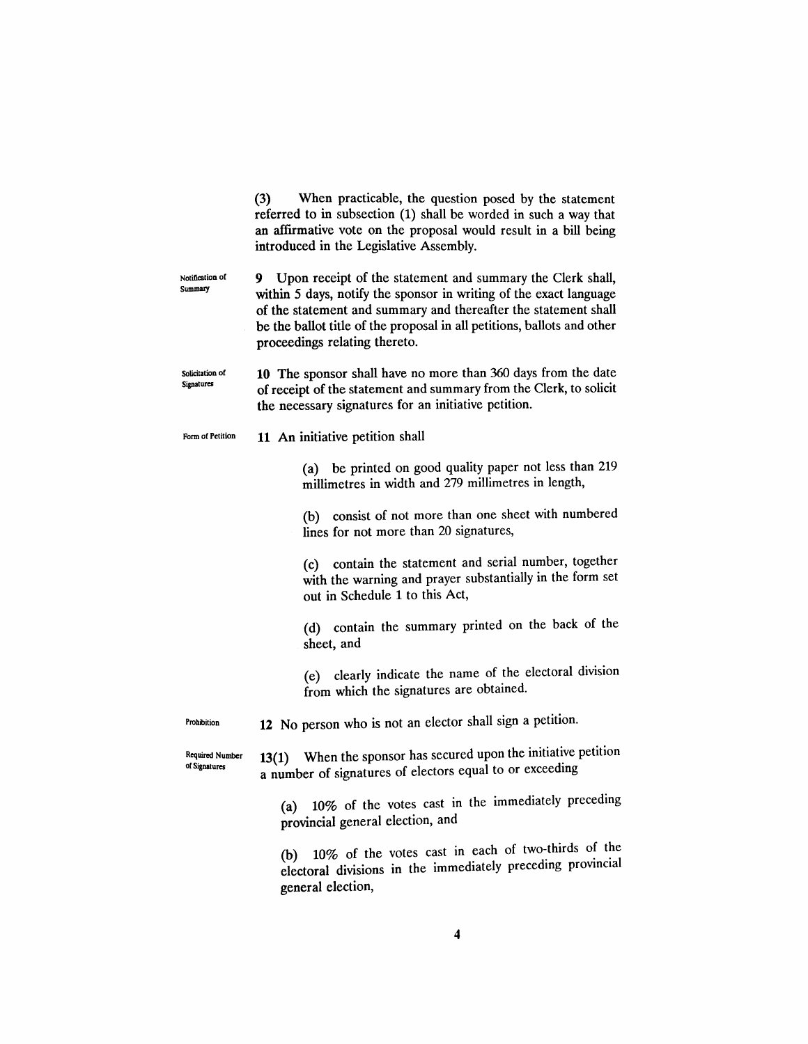(3) When practicable, the question posed by the statement referred to in subsection (1) shall be worded in such a way that an affirmative vote on the proposal would result in a bill being introduced in the Legislative Assembly.

Notification of Summary

**9** Upon receipt of the statement and summary the Clerk shall, within 5 days, notify the sponsor in writing of the exact language of the statement and summary and thereafter the statement shall be the ballot title of the proposal in all petitions, ballots and other proceedings relating thereto.

Solicitation of Signatures

**10** The sponsor shall have no more than 360 days from the date of receipt of the statement and summary from the Clerk, to solicit the necessary signatures for an initiative petition.

Form of Petition

**11** An initiative petition shall

(a) be printed on good quality paper not less than 219 millimetres in width and 279 millimetres in length,

(b) consist of not more than one sheet with numbered lines for not more than 20 signatures,

(c) contain the statement and serial number, together with the warning and prayer substantially in the form set out in Schedule 1 to this Act,

(d) contain the summary printed on the back of the sheet, and

(e) clearly indicate the name of the electoral division from which the signatures are obtained.

Prohibition

**12** No person who is not an elector shall sign a petition.

Required Number of Signatures

**13(1)** When the sponsor has secured upon the initiative petition a number of signatures of electors equal to or exceeding

(a) 10% of the votes cast in the immediately preceding provincial general election, and

(b) 10% of the votes cast in each of two-thirds of the electoral divisions in the immediately preceding provincial general election,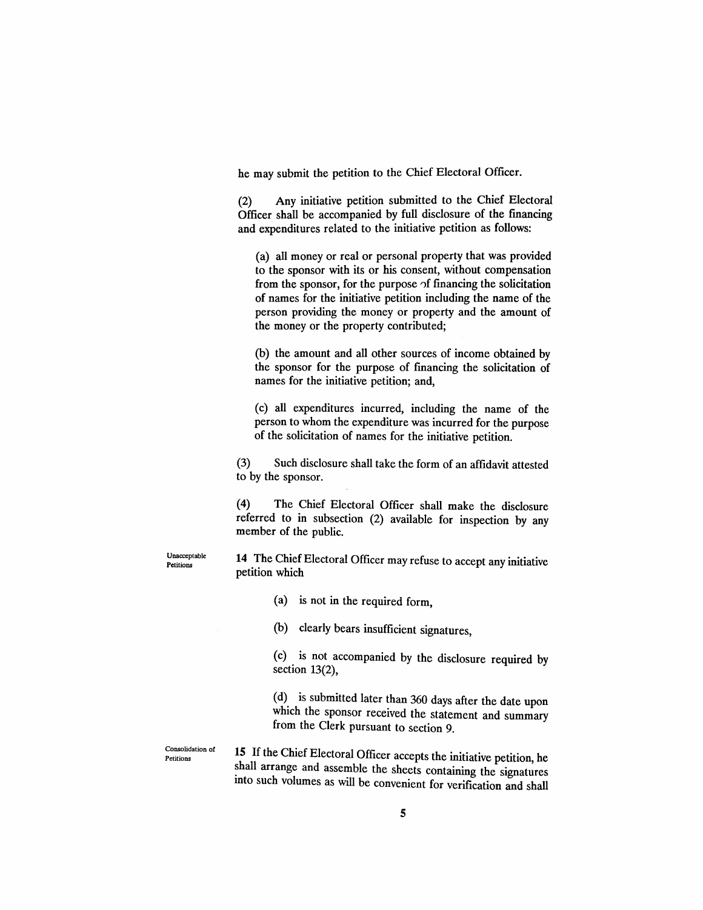he may submit the petition to the Chief Electoral Officer.

(2) Any initiative petition submitted to the Chief Electoral Officer shall be accompanied by full disclosure of the financing and expenditures related to the initiative petition as follows:

(a) all money or real or personal property that was provided to the sponsor with its or his consent, without compensation from the sponsor, for the purpose of financing the solicitation of names for the initiative petition including the name of the person providing the money or property and the amount of the money or the property contributed;

(b) the amount and all other sources of income obtained by the sponsor for the purpose of financing the solicitation of names for the initiative petition; and,

(c) all expenditures incurred, including the name of the person to whom the expenditure was incurred for the purpose of the solicitation of names for the initiative petition.

(3) Such disclosure shall take the form of an affidavit attested to by the sponsor.

(4) The Chief Electoral Officer shall make the disclosure referred to in subsection (2) available for inspection by any member of the public.

Unacceptable Petitions

**14** The Chief Electoral Officer may refuse to accept any initiative petition which

(a) is not in the required form,

(b) clearly bears insufficient signatures,

(c) is not accompanied by the disclosure required by section 13(2),

(d) is submitted later than 360 days after the date upon which the sponsor received the statement and summary from the Clerk pursuant to section 9.

Consolidation of Petitions

**15** If the Chief Electoral Officer accepts the initiative petition, he shall arrange and assemble the sheets containing the signatures into such volumes as will be convenient for verification and shall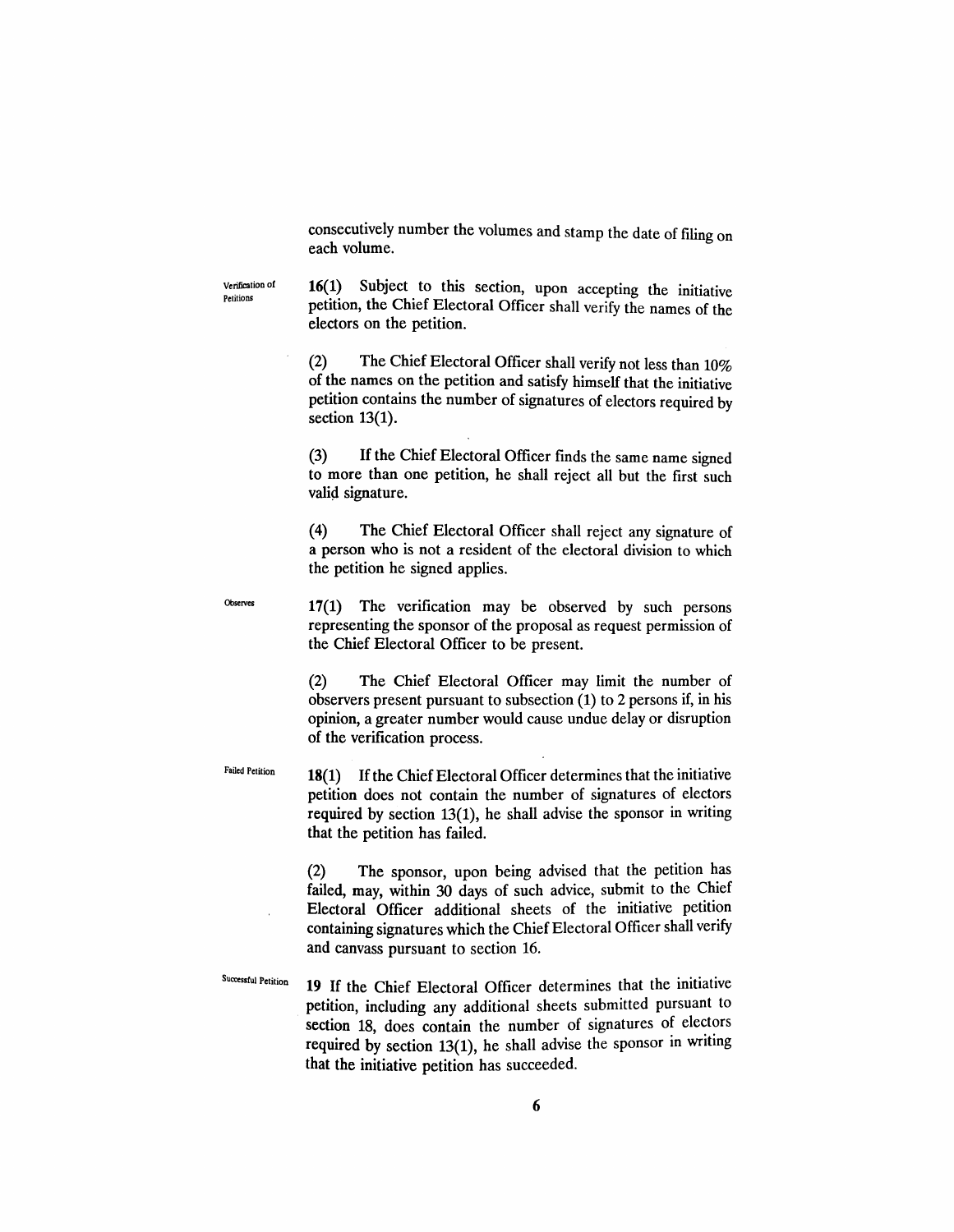consecutively number the volumes and stamp the date of filing on each volume.

Verification of Petitions

**16(1)** Subject to this section, upon accepting the initiative petition, the Chief Electoral Officer shall verify the names of the electors on the petition.

(2) The Chief Electoral Officer shall verify not less than 10% of the names on the petition and satisfy himself that the initiative petition contains the number of signatures of electors required by section 13(1).

(3) If the Chief Electoral Officer finds the same name signed to more than one petition, he shall reject all but the first such valid signature.

(4) The Chief Electoral Officer shall reject any signature of a person who is not a resident of the electoral division to which the petition he signed applies.

Observes

**17(1)** The verification may be observed by such persons representing the sponsor of the proposal as request permission of the Chief Electoral Officer to be present.

(2) The Chief Electoral Officer may limit the number of observers present pursuant to subsection (1) to 2 persons if, in his opinion, a greater number would cause undue delay or disruption of the verification process.

Failed Petition

**18(1)** If the Chief Electoral Officer determines that the initiative petition does not contain the number of signatures of electors required by section 13(1), he shall advise the sponsor in writing that the petition has failed.

(2) The sponsor, upon being advised that the petition has failed, may, within 30 days of such advice, submit to the Chief Electoral Officer additional sheets of the initiative petition containing signatures which the Chief Electoral Officer shall verify and canvass pursuant to section 16.

Successful Petition

**19** If the Chief Electoral Officer determines that the initiative petition, including any additional sheets submitted pursuant to section 18, does contain the number of signatures of electors required by section 13(1), he shall advise the sponsor in writing that the initiative petition has succeeded.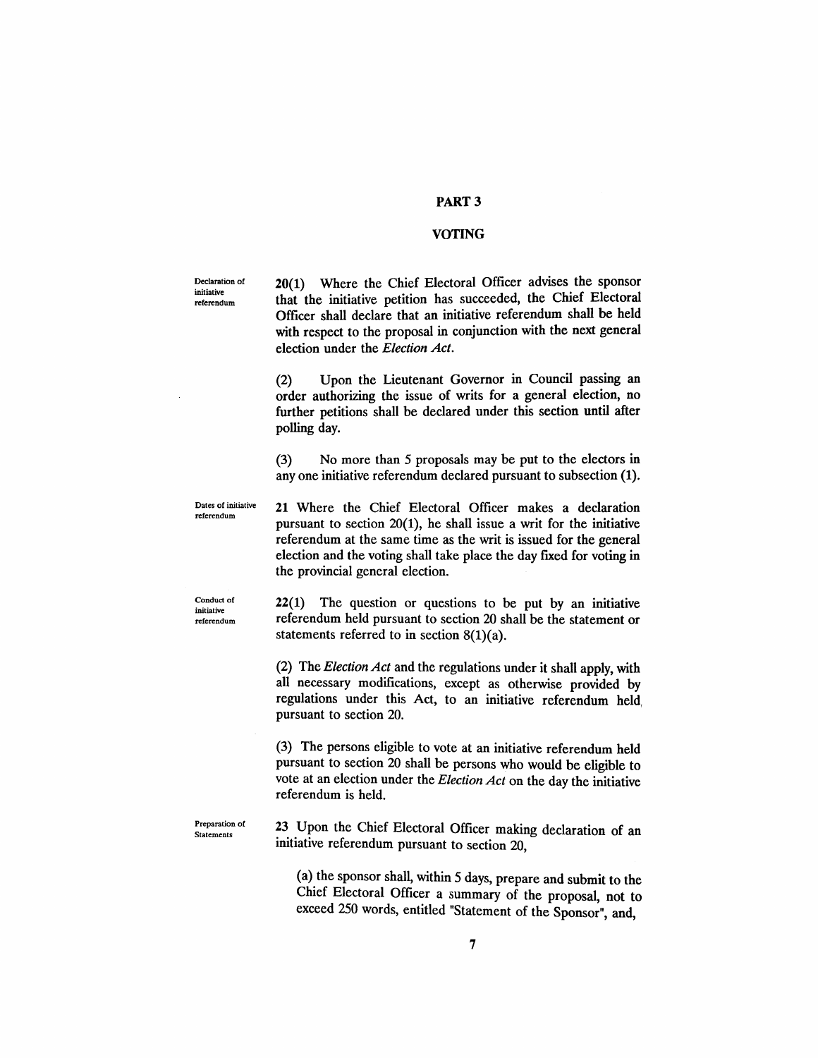## PART 3

## VOTING

**Declaration of initiative referendum**

**20**(1) Where the Chief Electoral Officer advises the sponsor that the initiative petition has succeeded, the Chief Electoral Officer shall declare that an initiative referendum shall be held with respect to the proposal in conjunction with the next general election under the *Election Act*.

(2) Upon the Lieutenant Governor in Council passing an order authorizing the issue of writs for a general election, no further petitions shall be declared under this section until after polling day.

(3) No more than 5 proposals may be put to the electors in any one initiative referendum declared pursuant to subsection (1).

**Dates of initiative referendum**

**21** Where the Chief Electoral Officer makes a declaration pursuant to section 20(1), he shall issue a writ for the initiative referendum at the same time as the writ is issued for the general election and the voting shall take place the day fixed for voting in the provincial general election.

**Conduct of initiative referendum**

**22**(1) The question or questions to be put by an initiative referendum held pursuant to section 20 shall be the statement or statements referred to in section 8(1)(a).

(2) The *Election Act* and the regulations under it shall apply, with all necessary modifications, except as otherwise provided by regulations under this Act, to an initiative referendum held pursuant to section 20.

(3) The persons eligible to vote at an initiative referendum held pursuant to section 20 shall be persons who would be eligible to vote at an election under the *Election Act* on the day the initiative referendum is held.

**Preparation of Statements**

**23** Upon the Chief Electoral Officer making declaration of an initiative referendum pursuant to section 20,

(a) the sponsor shall, within 5 days, prepare and submit to the Chief Electoral Officer a summary of the proposal, not to exceed 250 words, entitled "Statement of the Sponsor", and,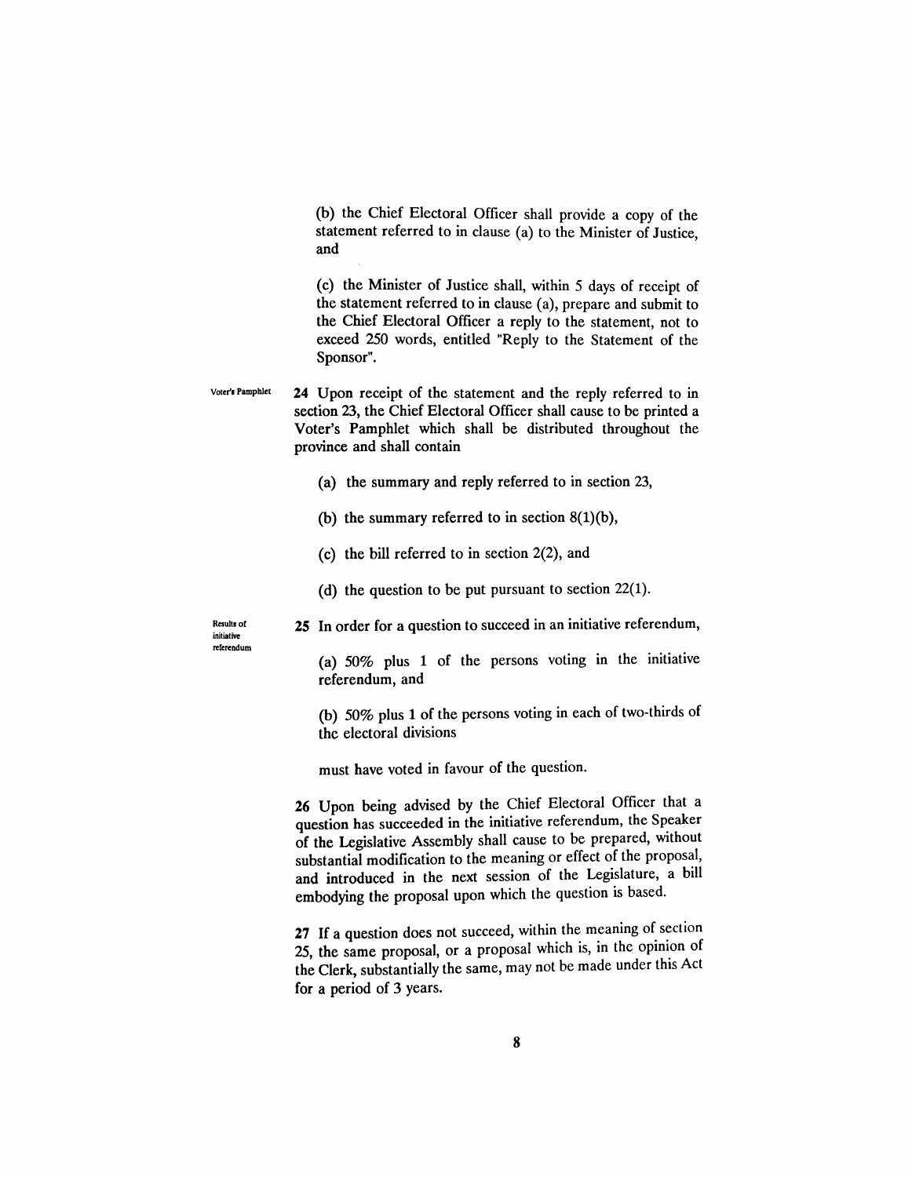(b) the Chief Electoral Officer shall provide a copy of the statement referred to in clause (a) to the Minister of Justice, and

(c) the Minister of Justice shall, within 5 days of receipt of the statement referred to in clause (a), prepare and submit to the Chief Electoral Officer a reply to the statement, not to exceed 250 words, entitled "Reply to the Statement of the Sponsor".

Voter's Pamphlet

**24** Upon receipt of the statement and the reply referred to in section 23, the Chief Electoral Officer shall cause to be printed a Voter's Pamphlet which shall be distributed throughout the province and shall contain

(a) the summary and reply referred to in section 23,

(b) the summary referred to in section 8(1)(b),

(c) the bill referred to in section 2(2), and

(d) the question to be put pursuant to section 22(1).

Results of initiative referendum

**25** In order for a question to succeed in an initiative referendum,

(a) 50% plus 1 of the persons voting in the initiative referendum, and

(b) 50% plus 1 of the persons voting in each of two-thirds of the electoral divisions

must have voted in favour of the question.

**26** Upon being advised by the Chief Electoral Officer that a question has succeeded in the initiative referendum, the Speaker of the Legislative Assembly shall cause to be prepared, without substantial modification to the meaning or effect of the proposal, and introduced in the next session of the Legislature, a bill embodying the proposal upon which the question is based.

**27** If a question does not succeed, within the meaning of section 25, the same proposal, or a proposal which is, in the opinion of the Clerk, substantially the same, may not be made under this Act for a period of 3 years.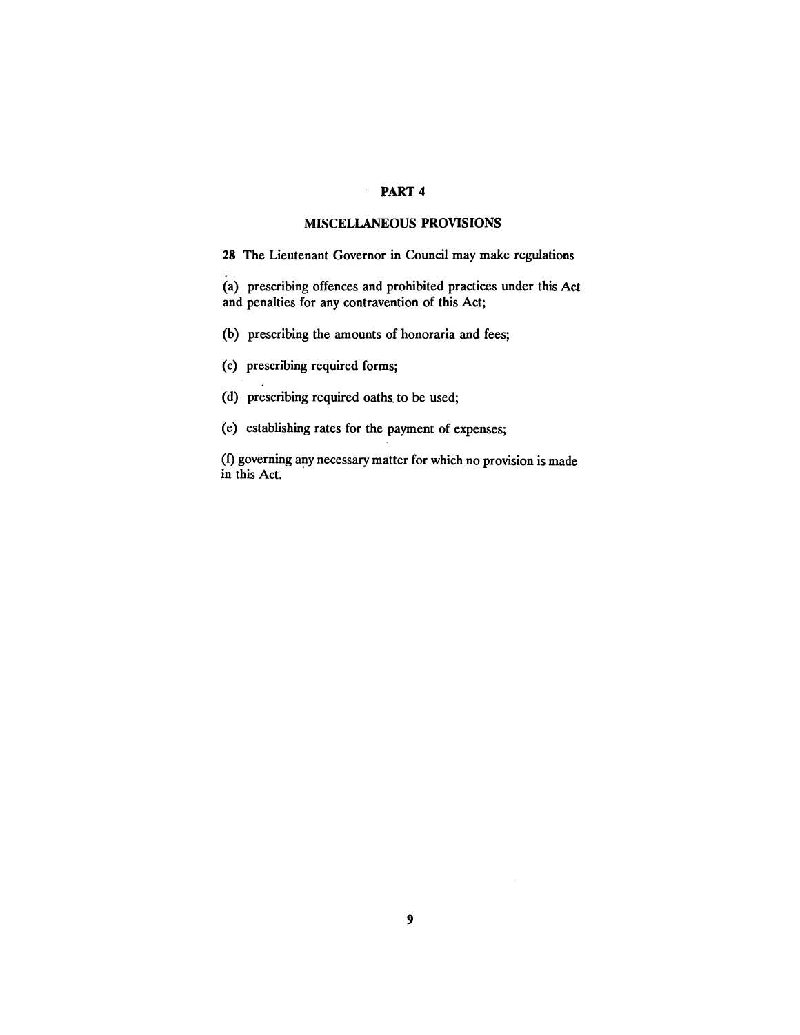## PART 4

## MISCELLANEOUS PROVISIONS

**28** The Lieutenant Governor in Council may make regulations

(a) prescribing offences and prohibited practices under this Act and penalties for any contravention of this Act;

(b) prescribing the amounts of honoraria and fees;

(c) prescribing required forms;

(d) prescribing required oaths to be used;

(e) establishing rates for the payment of expenses;

(f) governing any necessary matter for which no provision is made in this Act.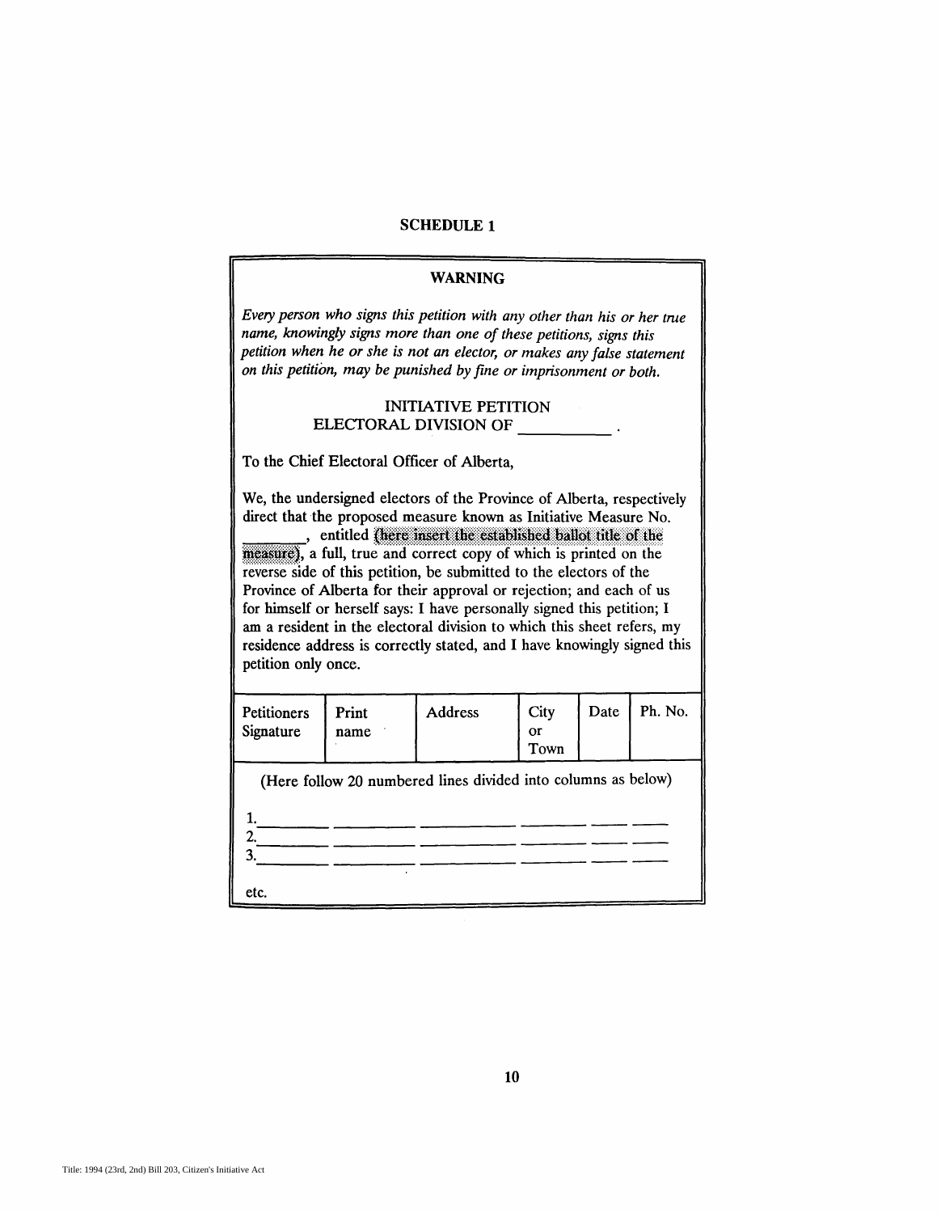## SCHEDULE 1

**WARNING**

*Every person who signs this petition with any other than his or her true name, knowingly signs more than one of these petitions, signs this petition when he or she is not an elector, or makes any false statement on this petition, may be punished by fine or imprisonment or both.*

INITIATIVE PETITION
ELECTORAL DIVISION OF ___________ .

To the Chief Electoral Officer of Alberta,

We, the undersigned electors of the Province of Alberta, respectively direct that the proposed measure known as Initiative Measure No. ________, entitled (here insert the established ballot title of the measure), a full, true and correct copy of which is printed on the reverse side of this petition, be submitted to the electors of the Province of Alberta for their approval or rejection; and each of us for himself or herself says: I have personally signed this petition; I am a resident in the electoral division to which this sheet refers, my residence address is correctly stated, and I have knowingly signed this petition only once.

| Petitioners Signature | Print name | Address | City or Town | Date | Ph. No. |
|---|---|---|---|---|---|

(Here follow 20 numbered lines divided into columns as below)

1.________ ________ __________ _______ _____ _____
2.________ ________ __________ _______ _____ _____
3.________ ________ __________ _______ _____ _____

etc.